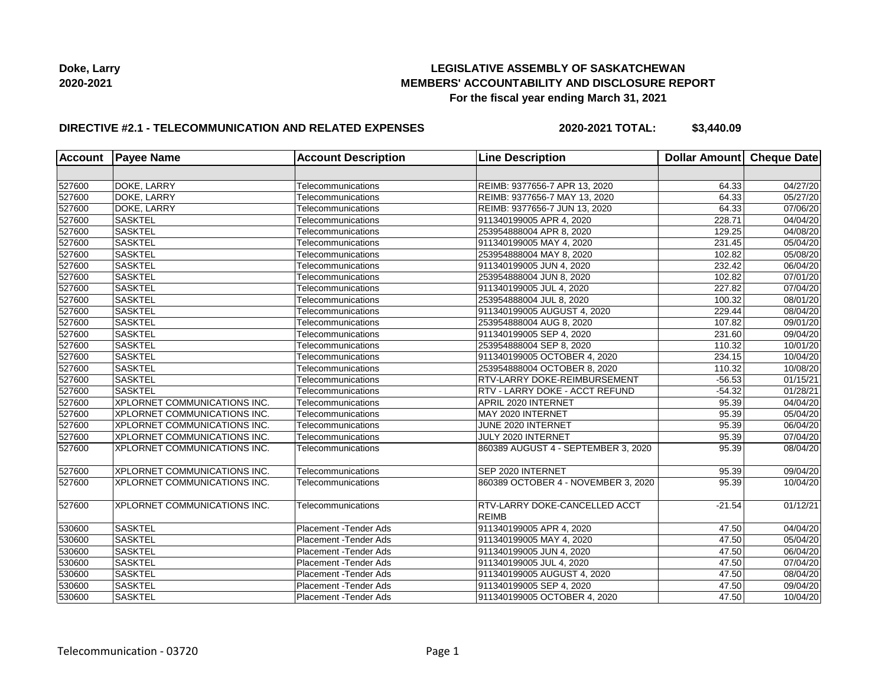**Doke, Larry**
**2020-2021**

# LEGISLATIVE ASSEMBLY OF SASKATCHEWAN
## MEMBERS' ACCOUNTABILITY AND DISCLOSURE REPORT
### For the fiscal year ending March 31, 2021

**DIRECTIVE #2.1 - TELECOMMUNICATION AND RELATED EXPENSES** **2020-2021 TOTAL: $3,440.09**

| Account | Payee Name | Account Description | Line Description | Dollar Amount | Cheque Date |
|---|---|---|---|---|---|
| | | | | | |
| 527600 | DOKE, LARRY | Telecommunications | REIMB: 9377656-7 APR 13, 2020 | 64.33 | 04/27/20 |
| 527600 | DOKE, LARRY | Telecommunications | REIMB: 9377656-7 MAY 13, 2020 | 64.33 | 05/27/20 |
| 527600 | DOKE, LARRY | Telecommunications | REIMB: 9377656-7 JUN 13, 2020 | 64.33 | 07/06/20 |
| 527600 | SASKTEL | Telecommunications | 911340199005 APR 4, 2020 | 228.71 | 04/04/20 |
| 527600 | SASKTEL | Telecommunications | 253954888004 APR 8, 2020 | 129.25 | 04/08/20 |
| 527600 | SASKTEL | Telecommunications | 911340199005 MAY 4, 2020 | 231.45 | 05/04/20 |
| 527600 | SASKTEL | Telecommunications | 253954888004 MAY 8, 2020 | 102.82 | 05/08/20 |
| 527600 | SASKTEL | Telecommunications | 911340199005 JUN 4, 2020 | 232.42 | 06/04/20 |
| 527600 | SASKTEL | Telecommunications | 253954888004 JUN 8, 2020 | 102.82 | 07/01/20 |
| 527600 | SASKTEL | Telecommunications | 911340199005 JUL 4, 2020 | 227.82 | 07/04/20 |
| 527600 | SASKTEL | Telecommunications | 253954888004 JUL 8, 2020 | 100.32 | 08/01/20 |
| 527600 | SASKTEL | Telecommunications | 911340199005 AUGUST 4, 2020 | 229.44 | 08/04/20 |
| 527600 | SASKTEL | Telecommunications | 253954888004 AUG 8, 2020 | 107.82 | 09/01/20 |
| 527600 | SASKTEL | Telecommunications | 911340199005 SEP 4, 2020 | 231.60 | 09/04/20 |
| 527600 | SASKTEL | Telecommunications | 253954888004 SEP 8, 2020 | 110.32 | 10/01/20 |
| 527600 | SASKTEL | Telecommunications | 911340199005 OCTOBER 4, 2020 | 234.15 | 10/04/20 |
| 527600 | SASKTEL | Telecommunications | 253954888004 OCTOBER 8, 2020 | 110.32 | 10/08/20 |
| 527600 | SASKTEL | Telecommunications | RTV-LARRY DOKE-REIMBURSEMENT | -56.53 | 01/15/21 |
| 527600 | SASKTEL | Telecommunications | RTV - LARRY DOKE - ACCT REFUND | -54.32 | 01/28/21 |
| 527600 | XPLORNET COMMUNICATIONS INC. | Telecommunications | APRIL 2020 INTERNET | 95.39 | 04/04/20 |
| 527600 | XPLORNET COMMUNICATIONS INC. | Telecommunications | MAY 2020 INTERNET | 95.39 | 05/04/20 |
| 527600 | XPLORNET COMMUNICATIONS INC. | Telecommunications | JUNE 2020 INTERNET | 95.39 | 06/04/20 |
| 527600 | XPLORNET COMMUNICATIONS INC. | Telecommunications | JULY 2020 INTERNET | 95.39 | 07/04/20 |
| 527600 | XPLORNET COMMUNICATIONS INC. | Telecommunications | 860389 AUGUST 4 - SEPTEMBER 3, 2020 | 95.39 | 08/04/20 |
| 527600 | XPLORNET COMMUNICATIONS INC. | Telecommunications | SEP 2020 INTERNET | 95.39 | 09/04/20 |
| 527600 | XPLORNET COMMUNICATIONS INC. | Telecommunications | 860389 OCTOBER 4 - NOVEMBER 3, 2020 | 95.39 | 10/04/20 |
| 527600 | XPLORNET COMMUNICATIONS INC. | Telecommunications | RTV-LARRY DOKE-CANCELLED ACCT REIMB | -21.54 | 01/12/21 |
| 530600 | SASKTEL | Placement -Tender Ads | 911340199005 APR 4, 2020 | 47.50 | 04/04/20 |
| 530600 | SASKTEL | Placement -Tender Ads | 911340199005 MAY 4, 2020 | 47.50 | 05/04/20 |
| 530600 | SASKTEL | Placement -Tender Ads | 911340199005 JUN 4, 2020 | 47.50 | 06/04/20 |
| 530600 | SASKTEL | Placement -Tender Ads | 911340199005 JUL 4, 2020 | 47.50 | 07/04/20 |
| 530600 | SASKTEL | Placement -Tender Ads | 911340199005 AUGUST 4, 2020 | 47.50 | 08/04/20 |
| 530600 | SASKTEL | Placement -Tender Ads | 911340199005 SEP 4, 2020 | 47.50 | 09/04/20 |
| 530600 | SASKTEL | Placement -Tender Ads | 911340199005 OCTOBER 4, 2020 | 47.50 | 10/04/20 |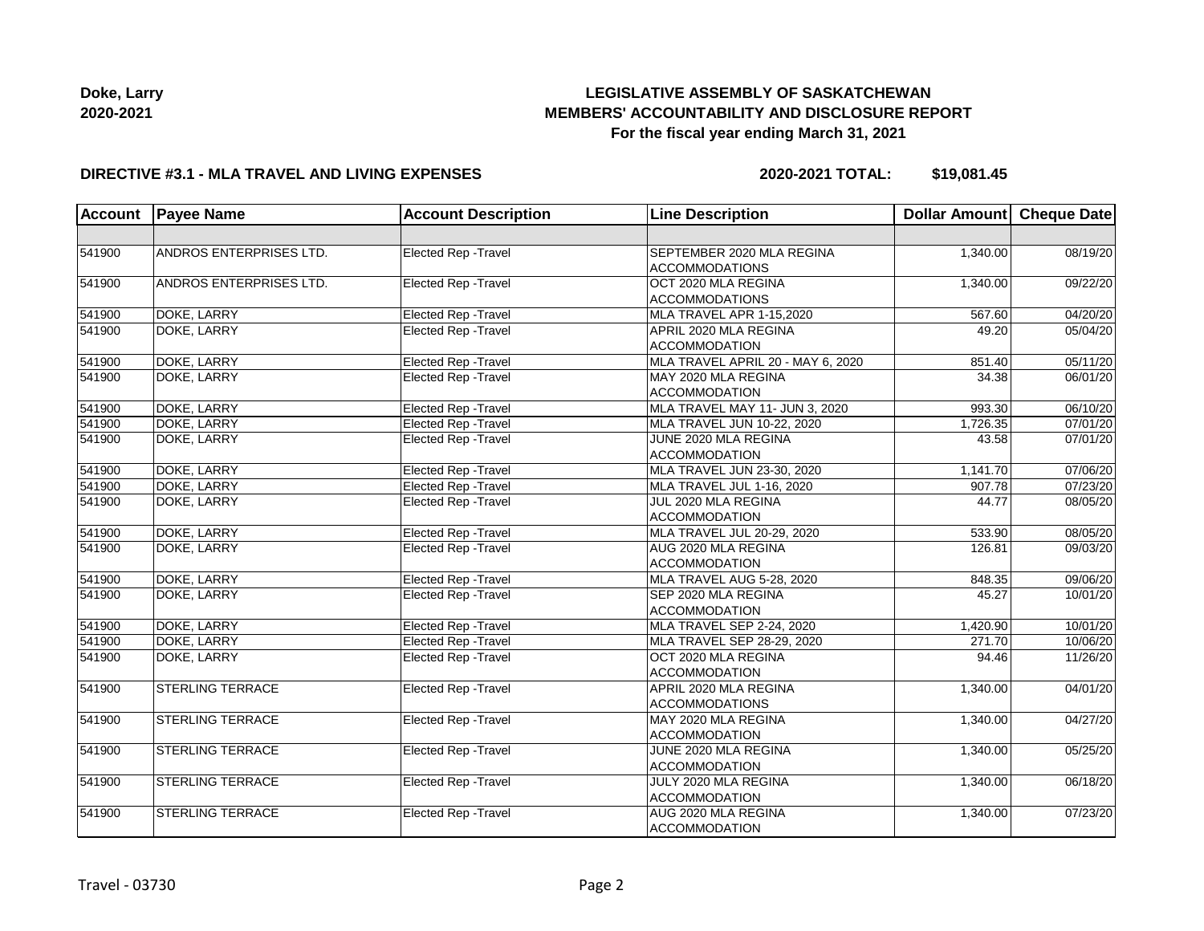**Doke, Larry**
**2020-2021**

# LEGISLATIVE ASSEMBLY OF SASKATCHEWAN
## MEMBERS' ACCOUNTABILITY AND DISCLOSURE REPORT
### For the fiscal year ending March 31, 2021

**DIRECTIVE #3.1 - MLA TRAVEL AND LIVING EXPENSES** **2020-2021 TOTAL: $19,081.45**

| Account | Payee Name | Account Description | Line Description | Dollar Amount | Cheque Date |
|---|---|---|---|---|---|
| | | | | | |
| 541900 | ANDROS ENTERPRISES LTD. | Elected Rep -Travel | SEPTEMBER 2020 MLA REGINA ACCOMMODATIONS | 1,340.00 | 08/19/20 |
| 541900 | ANDROS ENTERPRISES LTD. | Elected Rep -Travel | OCT 2020 MLA REGINA ACCOMMODATIONS | 1,340.00 | 09/22/20 |
| 541900 | DOKE, LARRY | Elected Rep -Travel | MLA TRAVEL APR 1-15,2020 | 567.60 | 04/20/20 |
| 541900 | DOKE, LARRY | Elected Rep -Travel | APRIL 2020 MLA REGINA ACCOMMODATION | 49.20 | 05/04/20 |
| 541900 | DOKE, LARRY | Elected Rep -Travel | MLA TRAVEL APRIL 20 - MAY 6, 2020 | 851.40 | 05/11/20 |
| 541900 | DOKE, LARRY | Elected Rep -Travel | MAY 2020 MLA REGINA ACCOMMODATION | 34.38 | 06/01/20 |
| 541900 | DOKE, LARRY | Elected Rep -Travel | MLA TRAVEL MAY 11- JUN 3, 2020 | 993.30 | 06/10/20 |
| 541900 | DOKE, LARRY | Elected Rep -Travel | MLA TRAVEL JUN 10-22, 2020 | 1,726.35 | 07/01/20 |
| 541900 | DOKE, LARRY | Elected Rep -Travel | JUNE 2020 MLA REGINA ACCOMMODATION | 43.58 | 07/01/20 |
| 541900 | DOKE, LARRY | Elected Rep -Travel | MLA TRAVEL JUN 23-30, 2020 | 1,141.70 | 07/06/20 |
| 541900 | DOKE, LARRY | Elected Rep -Travel | MLA TRAVEL JUL 1-16, 2020 | 907.78 | 07/23/20 |
| 541900 | DOKE, LARRY | Elected Rep -Travel | JUL 2020 MLA REGINA ACCOMMODATION | 44.77 | 08/05/20 |
| 541900 | DOKE, LARRY | Elected Rep -Travel | MLA TRAVEL JUL 20-29, 2020 | 533.90 | 08/05/20 |
| 541900 | DOKE, LARRY | Elected Rep -Travel | AUG 2020 MLA REGINA ACCOMMODATION | 126.81 | 09/03/20 |
| 541900 | DOKE, LARRY | Elected Rep -Travel | MLA TRAVEL AUG 5-28, 2020 | 848.35 | 09/06/20 |
| 541900 | DOKE, LARRY | Elected Rep -Travel | SEP 2020 MLA REGINA ACCOMMODATION | 45.27 | 10/01/20 |
| 541900 | DOKE, LARRY | Elected Rep -Travel | MLA TRAVEL SEP 2-24, 2020 | 1,420.90 | 10/01/20 |
| 541900 | DOKE, LARRY | Elected Rep -Travel | MLA TRAVEL SEP 28-29, 2020 | 271.70 | 10/06/20 |
| 541900 | DOKE, LARRY | Elected Rep -Travel | OCT 2020 MLA REGINA ACCOMMODATION | 94.46 | 11/26/20 |
| 541900 | STERLING TERRACE | Elected Rep -Travel | APRIL 2020 MLA REGINA ACCOMMODATIONS | 1,340.00 | 04/01/20 |
| 541900 | STERLING TERRACE | Elected Rep -Travel | MAY 2020 MLA REGINA ACCOMMODATION | 1,340.00 | 04/27/20 |
| 541900 | STERLING TERRACE | Elected Rep -Travel | JUNE 2020 MLA REGINA ACCOMMODATION | 1,340.00 | 05/25/20 |
| 541900 | STERLING TERRACE | Elected Rep -Travel | JULY 2020 MLA REGINA ACCOMMODATION | 1,340.00 | 06/18/20 |
| 541900 | STERLING TERRACE | Elected Rep -Travel | AUG 2020 MLA REGINA ACCOMMODATION | 1,340.00 | 07/23/20 |

Travel - 03730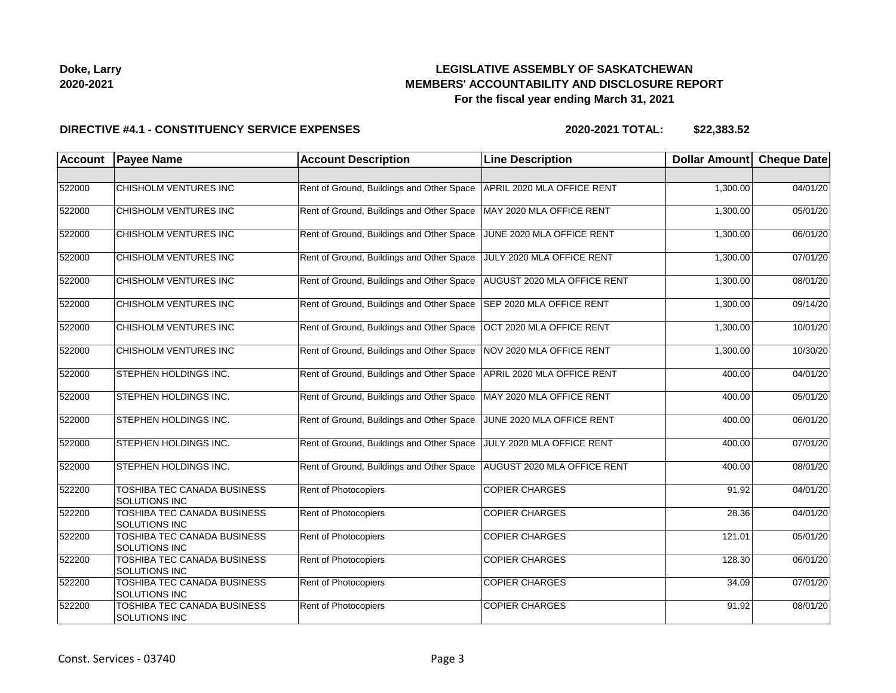**Doke, Larry**
**2020-2021**

# LEGISLATIVE ASSEMBLY OF SASKATCHEWAN
## MEMBERS' ACCOUNTABILITY AND DISCLOSURE REPORT
### For the fiscal year ending March 31, 2021

**DIRECTIVE #4.1 - CONSTITUENCY SERVICE EXPENSES** **2020-2021 TOTAL: $22,383.52**

| Account | Payee Name | Account Description | Line Description | Dollar Amount | Cheque Date |
|---|---|---|---|---|---|
| | | | | | |
| 522000 | CHISHOLM VENTURES INC | Rent of Ground, Buildings and Other Space | APRIL 2020 MLA OFFICE RENT | 1,300.00 | 04/01/20 |
| 522000 | CHISHOLM VENTURES INC | Rent of Ground, Buildings and Other Space | MAY 2020 MLA OFFICE RENT | 1,300.00 | 05/01/20 |
| 522000 | CHISHOLM VENTURES INC | Rent of Ground, Buildings and Other Space | JUNE 2020 MLA OFFICE RENT | 1,300.00 | 06/01/20 |
| 522000 | CHISHOLM VENTURES INC | Rent of Ground, Buildings and Other Space | JULY 2020 MLA OFFICE RENT | 1,300.00 | 07/01/20 |
| 522000 | CHISHOLM VENTURES INC | Rent of Ground, Buildings and Other Space | AUGUST 2020 MLA OFFICE RENT | 1,300.00 | 08/01/20 |
| 522000 | CHISHOLM VENTURES INC | Rent of Ground, Buildings and Other Space | SEP 2020 MLA OFFICE RENT | 1,300.00 | 09/14/20 |
| 522000 | CHISHOLM VENTURES INC | Rent of Ground, Buildings and Other Space | OCT 2020 MLA OFFICE RENT | 1,300.00 | 10/01/20 |
| 522000 | CHISHOLM VENTURES INC | Rent of Ground, Buildings and Other Space | NOV 2020 MLA OFFICE RENT | 1,300.00 | 10/30/20 |
| 522000 | STEPHEN HOLDINGS INC. | Rent of Ground, Buildings and Other Space | APRIL 2020 MLA OFFICE RENT | 400.00 | 04/01/20 |
| 522000 | STEPHEN HOLDINGS INC. | Rent of Ground, Buildings and Other Space | MAY 2020 MLA OFFICE RENT | 400.00 | 05/01/20 |
| 522000 | STEPHEN HOLDINGS INC. | Rent of Ground, Buildings and Other Space | JUNE 2020 MLA OFFICE RENT | 400.00 | 06/01/20 |
| 522000 | STEPHEN HOLDINGS INC. | Rent of Ground, Buildings and Other Space | JULY 2020 MLA OFFICE RENT | 400.00 | 07/01/20 |
| 522000 | STEPHEN HOLDINGS INC. | Rent of Ground, Buildings and Other Space | AUGUST 2020 MLA OFFICE RENT | 400.00 | 08/01/20 |
| 522200 | TOSHIBA TEC CANADA BUSINESS SOLUTIONS INC | Rent of Photocopiers | COPIER CHARGES | 91.92 | 04/01/20 |
| 522200 | TOSHIBA TEC CANADA BUSINESS SOLUTIONS INC | Rent of Photocopiers | COPIER CHARGES | 28.36 | 04/01/20 |
| 522200 | TOSHIBA TEC CANADA BUSINESS SOLUTIONS INC | Rent of Photocopiers | COPIER CHARGES | 121.01 | 05/01/20 |
| 522200 | TOSHIBA TEC CANADA BUSINESS SOLUTIONS INC | Rent of Photocopiers | COPIER CHARGES | 128.30 | 06/01/20 |
| 522200 | TOSHIBA TEC CANADA BUSINESS SOLUTIONS INC | Rent of Photocopiers | COPIER CHARGES | 34.09 | 07/01/20 |
| 522200 | TOSHIBA TEC CANADA BUSINESS SOLUTIONS INC | Rent of Photocopiers | COPIER CHARGES | 91.92 | 08/01/20 |

Const. Services - 03740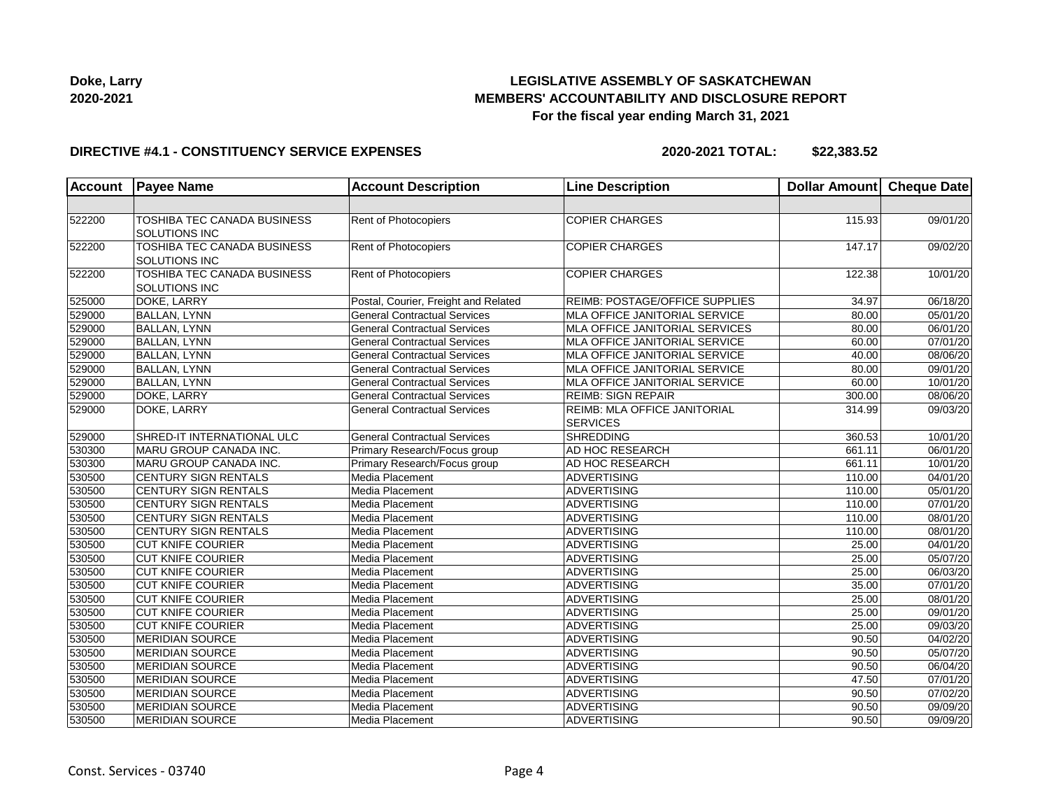**Doke, Larry**
**2020-2021**

## LEGISLATIVE ASSEMBLY OF SASKATCHEWAN
## MEMBERS' ACCOUNTABILITY AND DISCLOSURE REPORT
### For the fiscal year ending March 31, 2021

**DIRECTIVE #4.1 - CONSTITUENCY SERVICE EXPENSES** **2020-2021 TOTAL: $22,383.52**

| Account | Payee Name | Account Description | Line Description | Dollar Amount | Cheque Date |
|---|---|---|---|---|---|
| | | | | | |
| 522200 | TOSHIBA TEC CANADA BUSINESS SOLUTIONS INC | Rent of Photocopiers | COPIER CHARGES | 115.93 | 09/01/20 |
| 522200 | TOSHIBA TEC CANADA BUSINESS SOLUTIONS INC | Rent of Photocopiers | COPIER CHARGES | 147.17 | 09/02/20 |
| 522200 | TOSHIBA TEC CANADA BUSINESS SOLUTIONS INC | Rent of Photocopiers | COPIER CHARGES | 122.38 | 10/01/20 |
| 525000 | DOKE, LARRY | Postal, Courier, Freight and Related | REIMB: POSTAGE/OFFICE SUPPLIES | 34.97 | 06/18/20 |
| 529000 | BALLAN, LYNN | General Contractual Services | MLA OFFICE JANITORIAL SERVICE | 80.00 | 05/01/20 |
| 529000 | BALLAN, LYNN | General Contractual Services | MLA OFFICE JANITORIAL SERVICES | 80.00 | 06/01/20 |
| 529000 | BALLAN, LYNN | General Contractual Services | MLA OFFICE JANITORIAL SERVICE | 60.00 | 07/01/20 |
| 529000 | BALLAN, LYNN | General Contractual Services | MLA OFFICE JANITORIAL SERVICE | 40.00 | 08/06/20 |
| 529000 | BALLAN, LYNN | General Contractual Services | MLA OFFICE JANITORIAL SERVICE | 80.00 | 09/01/20 |
| 529000 | BALLAN, LYNN | General Contractual Services | MLA OFFICE JANITORIAL SERVICE | 60.00 | 10/01/20 |
| 529000 | DOKE, LARRY | General Contractual Services | REIMB: SIGN REPAIR | 300.00 | 08/06/20 |
| 529000 | DOKE, LARRY | General Contractual Services | REIMB: MLA OFFICE JANITORIAL SERVICES | 314.99 | 09/03/20 |
| 529000 | SHRED-IT INTERNATIONAL ULC | General Contractual Services | SHREDDING | 360.53 | 10/01/20 |
| 530300 | MARU GROUP CANADA INC. | Primary Research/Focus group | AD HOC RESEARCH | 661.11 | 06/01/20 |
| 530300 | MARU GROUP CANADA INC. | Primary Research/Focus group | AD HOC RESEARCH | 661.11 | 10/01/20 |
| 530500 | CENTURY SIGN RENTALS | Media Placement | ADVERTISING | 110.00 | 04/01/20 |
| 530500 | CENTURY SIGN RENTALS | Media Placement | ADVERTISING | 110.00 | 05/01/20 |
| 530500 | CENTURY SIGN RENTALS | Media Placement | ADVERTISING | 110.00 | 07/01/20 |
| 530500 | CENTURY SIGN RENTALS | Media Placement | ADVERTISING | 110.00 | 08/01/20 |
| 530500 | CENTURY SIGN RENTALS | Media Placement | ADVERTISING | 110.00 | 08/01/20 |
| 530500 | CUT KNIFE COURIER | Media Placement | ADVERTISING | 25.00 | 04/01/20 |
| 530500 | CUT KNIFE COURIER | Media Placement | ADVERTISING | 25.00 | 05/07/20 |
| 530500 | CUT KNIFE COURIER | Media Placement | ADVERTISING | 25.00 | 06/03/20 |
| 530500 | CUT KNIFE COURIER | Media Placement | ADVERTISING | 35.00 | 07/01/20 |
| 530500 | CUT KNIFE COURIER | Media Placement | ADVERTISING | 25.00 | 08/01/20 |
| 530500 | CUT KNIFE COURIER | Media Placement | ADVERTISING | 25.00 | 09/01/20 |
| 530500 | CUT KNIFE COURIER | Media Placement | ADVERTISING | 25.00 | 09/03/20 |
| 530500 | MERIDIAN SOURCE | Media Placement | ADVERTISING | 90.50 | 04/02/20 |
| 530500 | MERIDIAN SOURCE | Media Placement | ADVERTISING | 90.50 | 05/07/20 |
| 530500 | MERIDIAN SOURCE | Media Placement | ADVERTISING | 90.50 | 06/04/20 |
| 530500 | MERIDIAN SOURCE | Media Placement | ADVERTISING | 47.50 | 07/01/20 |
| 530500 | MERIDIAN SOURCE | Media Placement | ADVERTISING | 90.50 | 07/02/20 |
| 530500 | MERIDIAN SOURCE | Media Placement | ADVERTISING | 90.50 | 09/09/20 |
| 530500 | MERIDIAN SOURCE | Media Placement | ADVERTISING | 90.50 | 09/09/20 |

Const. Services - 03740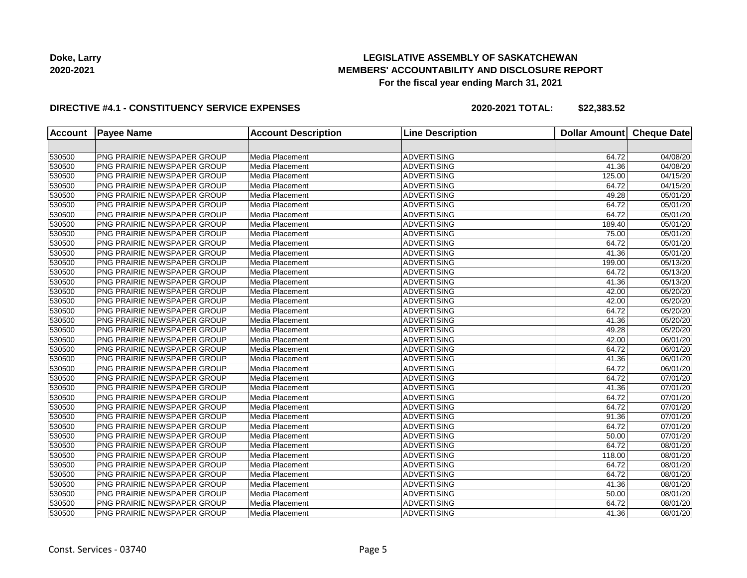**Doke, Larry**
**2020-2021**

# LEGISLATIVE ASSEMBLY OF SASKATCHEWAN
## MEMBERS' ACCOUNTABILITY AND DISCLOSURE REPORT
### For the fiscal year ending March 31, 2021

**DIRECTIVE #4.1 - CONSTITUENCY SERVICE EXPENSES** **2020-2021 TOTAL: $22,383.52**

| Account | Payee Name | Account Description | Line Description | Dollar Amount | Cheque Date |
|---|---|---|---|---|---|
| | | | | | |
| 530500 | PNG PRAIRIE NEWSPAPER GROUP | Media Placement | ADVERTISING | 64.72 | 04/08/20 |
| 530500 | PNG PRAIRIE NEWSPAPER GROUP | Media Placement | ADVERTISING | 41.36 | 04/08/20 |
| 530500 | PNG PRAIRIE NEWSPAPER GROUP | Media Placement | ADVERTISING | 125.00 | 04/15/20 |
| 530500 | PNG PRAIRIE NEWSPAPER GROUP | Media Placement | ADVERTISING | 64.72 | 04/15/20 |
| 530500 | PNG PRAIRIE NEWSPAPER GROUP | Media Placement | ADVERTISING | 49.28 | 05/01/20 |
| 530500 | PNG PRAIRIE NEWSPAPER GROUP | Media Placement | ADVERTISING | 64.72 | 05/01/20 |
| 530500 | PNG PRAIRIE NEWSPAPER GROUP | Media Placement | ADVERTISING | 64.72 | 05/01/20 |
| 530500 | PNG PRAIRIE NEWSPAPER GROUP | Media Placement | ADVERTISING | 189.40 | 05/01/20 |
| 530500 | PNG PRAIRIE NEWSPAPER GROUP | Media Placement | ADVERTISING | 75.00 | 05/01/20 |
| 530500 | PNG PRAIRIE NEWSPAPER GROUP | Media Placement | ADVERTISING | 64.72 | 05/01/20 |
| 530500 | PNG PRAIRIE NEWSPAPER GROUP | Media Placement | ADVERTISING | 41.36 | 05/01/20 |
| 530500 | PNG PRAIRIE NEWSPAPER GROUP | Media Placement | ADVERTISING | 199.00 | 05/13/20 |
| 530500 | PNG PRAIRIE NEWSPAPER GROUP | Media Placement | ADVERTISING | 64.72 | 05/13/20 |
| 530500 | PNG PRAIRIE NEWSPAPER GROUP | Media Placement | ADVERTISING | 41.36 | 05/13/20 |
| 530500 | PNG PRAIRIE NEWSPAPER GROUP | Media Placement | ADVERTISING | 42.00 | 05/20/20 |
| 530500 | PNG PRAIRIE NEWSPAPER GROUP | Media Placement | ADVERTISING | 42.00 | 05/20/20 |
| 530500 | PNG PRAIRIE NEWSPAPER GROUP | Media Placement | ADVERTISING | 64.72 | 05/20/20 |
| 530500 | PNG PRAIRIE NEWSPAPER GROUP | Media Placement | ADVERTISING | 41.36 | 05/20/20 |
| 530500 | PNG PRAIRIE NEWSPAPER GROUP | Media Placement | ADVERTISING | 49.28 | 05/20/20 |
| 530500 | PNG PRAIRIE NEWSPAPER GROUP | Media Placement | ADVERTISING | 42.00 | 06/01/20 |
| 530500 | PNG PRAIRIE NEWSPAPER GROUP | Media Placement | ADVERTISING | 64.72 | 06/01/20 |
| 530500 | PNG PRAIRIE NEWSPAPER GROUP | Media Placement | ADVERTISING | 41.36 | 06/01/20 |
| 530500 | PNG PRAIRIE NEWSPAPER GROUP | Media Placement | ADVERTISING | 64.72 | 06/01/20 |
| 530500 | PNG PRAIRIE NEWSPAPER GROUP | Media Placement | ADVERTISING | 64.72 | 07/01/20 |
| 530500 | PNG PRAIRIE NEWSPAPER GROUP | Media Placement | ADVERTISING | 41.36 | 07/01/20 |
| 530500 | PNG PRAIRIE NEWSPAPER GROUP | Media Placement | ADVERTISING | 64.72 | 07/01/20 |
| 530500 | PNG PRAIRIE NEWSPAPER GROUP | Media Placement | ADVERTISING | 64.72 | 07/01/20 |
| 530500 | PNG PRAIRIE NEWSPAPER GROUP | Media Placement | ADVERTISING | 91.36 | 07/01/20 |
| 530500 | PNG PRAIRIE NEWSPAPER GROUP | Media Placement | ADVERTISING | 64.72 | 07/01/20 |
| 530500 | PNG PRAIRIE NEWSPAPER GROUP | Media Placement | ADVERTISING | 50.00 | 07/01/20 |
| 530500 | PNG PRAIRIE NEWSPAPER GROUP | Media Placement | ADVERTISING | 64.72 | 08/01/20 |
| 530500 | PNG PRAIRIE NEWSPAPER GROUP | Media Placement | ADVERTISING | 118.00 | 08/01/20 |
| 530500 | PNG PRAIRIE NEWSPAPER GROUP | Media Placement | ADVERTISING | 64.72 | 08/01/20 |
| 530500 | PNG PRAIRIE NEWSPAPER GROUP | Media Placement | ADVERTISING | 64.72 | 08/01/20 |
| 530500 | PNG PRAIRIE NEWSPAPER GROUP | Media Placement | ADVERTISING | 41.36 | 08/01/20 |
| 530500 | PNG PRAIRIE NEWSPAPER GROUP | Media Placement | ADVERTISING | 50.00 | 08/01/20 |
| 530500 | PNG PRAIRIE NEWSPAPER GROUP | Media Placement | ADVERTISING | 64.72 | 08/01/20 |
| 530500 | PNG PRAIRIE NEWSPAPER GROUP | Media Placement | ADVERTISING | 41.36 | 08/01/20 |

Const. Services - 03740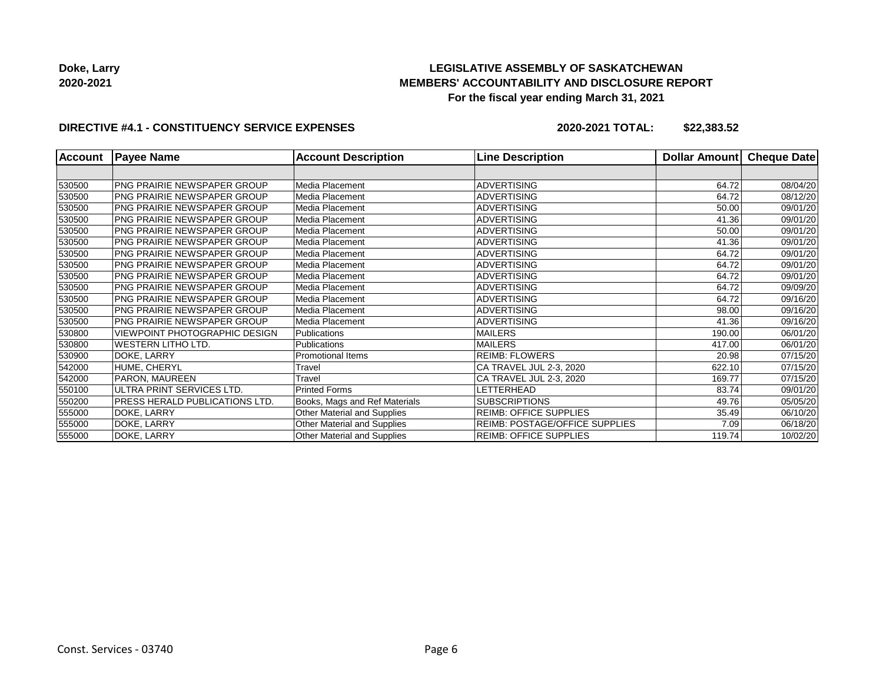**Doke, Larry**
**2020-2021**

## LEGISLATIVE ASSEMBLY OF SASKATCHEWAN
## MEMBERS' ACCOUNTABILITY AND DISCLOSURE REPORT
### For the fiscal year ending March 31, 2021

**DIRECTIVE #4.1 - CONSTITUENCY SERVICE EXPENSES** **2020-2021 TOTAL: $22,383.52**

| Account | Payee Name | Account Description | Line Description | Dollar Amount | Cheque Date |
|---|---|---|---|---|---|
| | | | | | |
| 530500 | PNG PRAIRIE NEWSPAPER GROUP | Media Placement | ADVERTISING | 64.72 | 08/04/20 |
| 530500 | PNG PRAIRIE NEWSPAPER GROUP | Media Placement | ADVERTISING | 64.72 | 08/12/20 |
| 530500 | PNG PRAIRIE NEWSPAPER GROUP | Media Placement | ADVERTISING | 50.00 | 09/01/20 |
| 530500 | PNG PRAIRIE NEWSPAPER GROUP | Media Placement | ADVERTISING | 41.36 | 09/01/20 |
| 530500 | PNG PRAIRIE NEWSPAPER GROUP | Media Placement | ADVERTISING | 50.00 | 09/01/20 |
| 530500 | PNG PRAIRIE NEWSPAPER GROUP | Media Placement | ADVERTISING | 41.36 | 09/01/20 |
| 530500 | PNG PRAIRIE NEWSPAPER GROUP | Media Placement | ADVERTISING | 64.72 | 09/01/20 |
| 530500 | PNG PRAIRIE NEWSPAPER GROUP | Media Placement | ADVERTISING | 64.72 | 09/01/20 |
| 530500 | PNG PRAIRIE NEWSPAPER GROUP | Media Placement | ADVERTISING | 64.72 | 09/01/20 |
| 530500 | PNG PRAIRIE NEWSPAPER GROUP | Media Placement | ADVERTISING | 64.72 | 09/09/20 |
| 530500 | PNG PRAIRIE NEWSPAPER GROUP | Media Placement | ADVERTISING | 64.72 | 09/16/20 |
| 530500 | PNG PRAIRIE NEWSPAPER GROUP | Media Placement | ADVERTISING | 98.00 | 09/16/20 |
| 530500 | PNG PRAIRIE NEWSPAPER GROUP | Media Placement | ADVERTISING | 41.36 | 09/16/20 |
| 530800 | VIEWPOINT PHOTOGRAPHIC DESIGN | Publications | MAILERS | 190.00 | 06/01/20 |
| 530800 | WESTERN LITHO LTD. | Publications | MAILERS | 417.00 | 06/01/20 |
| 530900 | DOKE, LARRY | Promotional Items | REIMB: FLOWERS | 20.98 | 07/15/20 |
| 542000 | HUME, CHERYL | Travel | CA TRAVEL JUL 2-3, 2020 | 622.10 | 07/15/20 |
| 542000 | PARON, MAUREEN | Travel | CA TRAVEL JUL 2-3, 2020 | 169.77 | 07/15/20 |
| 550100 | ULTRA PRINT SERVICES LTD. | Printed Forms | LETTERHEAD | 83.74 | 09/01/20 |
| 550200 | PRESS HERALD PUBLICATIONS LTD. | Books, Mags and Ref Materials | SUBSCRIPTIONS | 49.76 | 05/05/20 |
| 555000 | DOKE, LARRY | Other Material and Supplies | REIMB: OFFICE SUPPLIES | 35.49 | 06/10/20 |
| 555000 | DOKE, LARRY | Other Material and Supplies | REIMB: POSTAGE/OFFICE SUPPLIES | 7.09 | 06/18/20 |
| 555000 | DOKE, LARRY | Other Material and Supplies | REIMB: OFFICE SUPPLIES | 119.74 | 10/02/20 |

Const. Services - 03740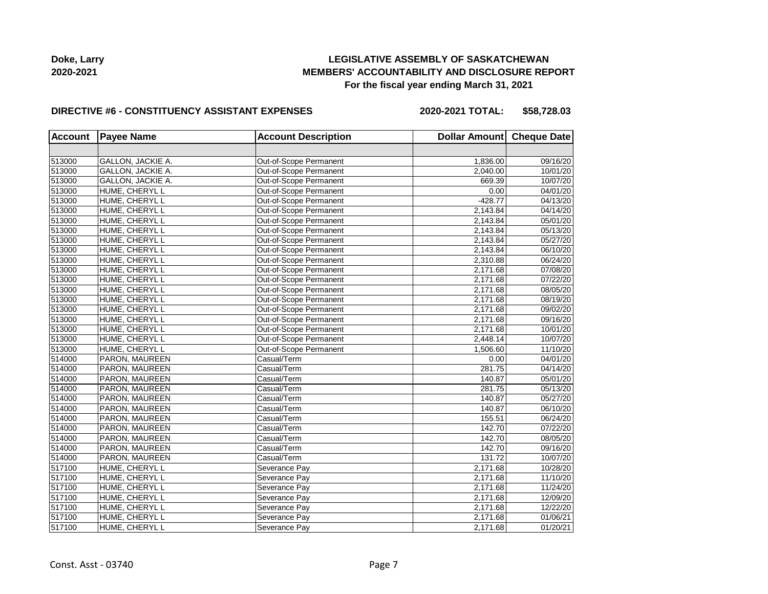**Doke, Larry**
**2020-2021**

**LEGISLATIVE ASSEMBLY OF SASKATCHEWAN**
**MEMBERS' ACCOUNTABILITY AND DISCLOSURE REPORT**
**For the fiscal year ending March 31, 2021**

**DIRECTIVE #6 - CONSTITUENCY ASSISTANT EXPENSES** **2020-2021 TOTAL: $58,728.03**

| Account | Payee Name | Account Description | Dollar Amount | Cheque Date |
|---|---|---|---|---|
| | | | | |
| 513000 | GALLON, JACKIE A. | Out-of-Scope Permanent | 1,836.00 | 09/16/20 |
| 513000 | GALLON, JACKIE A. | Out-of-Scope Permanent | 2,040.00 | 10/01/20 |
| 513000 | GALLON, JACKIE A. | Out-of-Scope Permanent | 669.39 | 10/07/20 |
| 513000 | HUME, CHERYL L | Out-of-Scope Permanent | 0.00 | 04/01/20 |
| 513000 | HUME, CHERYL L | Out-of-Scope Permanent | -428.77 | 04/13/20 |
| 513000 | HUME, CHERYL L | Out-of-Scope Permanent | 2,143.84 | 04/14/20 |
| 513000 | HUME, CHERYL L | Out-of-Scope Permanent | 2,143.84 | 05/01/20 |
| 513000 | HUME, CHERYL L | Out-of-Scope Permanent | 2,143.84 | 05/13/20 |
| 513000 | HUME, CHERYL L | Out-of-Scope Permanent | 2,143.84 | 05/27/20 |
| 513000 | HUME, CHERYL L | Out-of-Scope Permanent | 2,143.84 | 06/10/20 |
| 513000 | HUME, CHERYL L | Out-of-Scope Permanent | 2,310.88 | 06/24/20 |
| 513000 | HUME, CHERYL L | Out-of-Scope Permanent | 2,171.68 | 07/08/20 |
| 513000 | HUME, CHERYL L | Out-of-Scope Permanent | 2,171.68 | 07/22/20 |
| 513000 | HUME, CHERYL L | Out-of-Scope Permanent | 2,171.68 | 08/05/20 |
| 513000 | HUME, CHERYL L | Out-of-Scope Permanent | 2,171.68 | 08/19/20 |
| 513000 | HUME, CHERYL L | Out-of-Scope Permanent | 2,171.68 | 09/02/20 |
| 513000 | HUME, CHERYL L | Out-of-Scope Permanent | 2,171.68 | 09/16/20 |
| 513000 | HUME, CHERYL L | Out-of-Scope Permanent | 2,171.68 | 10/01/20 |
| 513000 | HUME, CHERYL L | Out-of-Scope Permanent | 2,448.14 | 10/07/20 |
| 513000 | HUME, CHERYL L | Out-of-Scope Permanent | 1,506.60 | 11/10/20 |
| 514000 | PARON, MAUREEN | Casual/Term | 0.00 | 04/01/20 |
| 514000 | PARON, MAUREEN | Casual/Term | 281.75 | 04/14/20 |
| 514000 | PARON, MAUREEN | Casual/Term | 140.87 | 05/01/20 |
| 514000 | PARON, MAUREEN | Casual/Term | 281.75 | 05/13/20 |
| 514000 | PARON, MAUREEN | Casual/Term | 140.87 | 05/27/20 |
| 514000 | PARON, MAUREEN | Casual/Term | 140.87 | 06/10/20 |
| 514000 | PARON, MAUREEN | Casual/Term | 155.51 | 06/24/20 |
| 514000 | PARON, MAUREEN | Casual/Term | 142.70 | 07/22/20 |
| 514000 | PARON, MAUREEN | Casual/Term | 142.70 | 08/05/20 |
| 514000 | PARON, MAUREEN | Casual/Term | 142.70 | 09/16/20 |
| 514000 | PARON, MAUREEN | Casual/Term | 131.72 | 10/07/20 |
| 517100 | HUME, CHERYL L | Severance Pay | 2,171.68 | 10/28/20 |
| 517100 | HUME, CHERYL L | Severance Pay | 2,171.68 | 11/10/20 |
| 517100 | HUME, CHERYL L | Severance Pay | 2,171.68 | 11/24/20 |
| 517100 | HUME, CHERYL L | Severance Pay | 2,171.68 | 12/09/20 |
| 517100 | HUME, CHERYL L | Severance Pay | 2,171.68 | 12/22/20 |
| 517100 | HUME, CHERYL L | Severance Pay | 2,171.68 | 01/06/21 |
| 517100 | HUME, CHERYL L | Severance Pay | 2,171.68 | 01/20/21 |

Const. Asst - 03740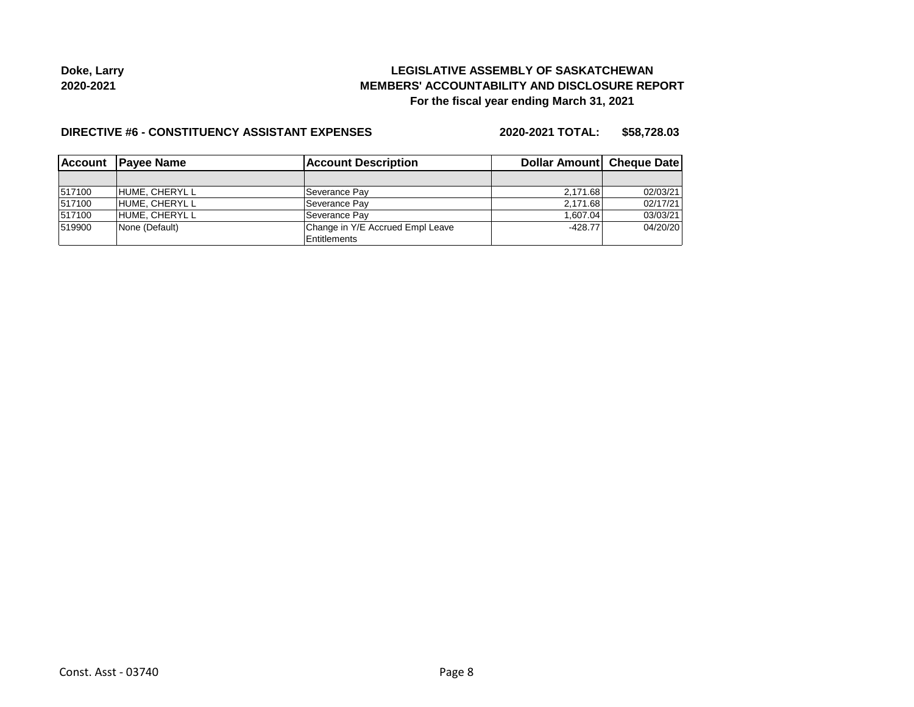**Doke, Larry**
**2020-2021**

# LEGISLATIVE ASSEMBLY OF SASKATCHEWAN
## MEMBERS' ACCOUNTABILITY AND DISCLOSURE REPORT
### For the fiscal year ending March 31, 2021

**DIRECTIVE #6 - CONSTITUENCY ASSISTANT EXPENSES** **2020-2021 TOTAL: $58,728.03**

| Account | Payee Name | Account Description | Dollar Amount | Cheque Date |
|---|---|---|---|---|
| | | | | |
| 517100 | HUME, CHERYL L | Severance Pay | 2,171.68 | 02/03/21 |
| 517100 | HUME, CHERYL L | Severance Pay | 2,171.68 | 02/17/21 |
| 517100 | HUME, CHERYL L | Severance Pay | 1,607.04 | 03/03/21 |
| 519900 | None (Default) | Change in Y/E Accrued Empl Leave Entitlements | -428.77 | 04/20/20 |

Const. Asst - 03740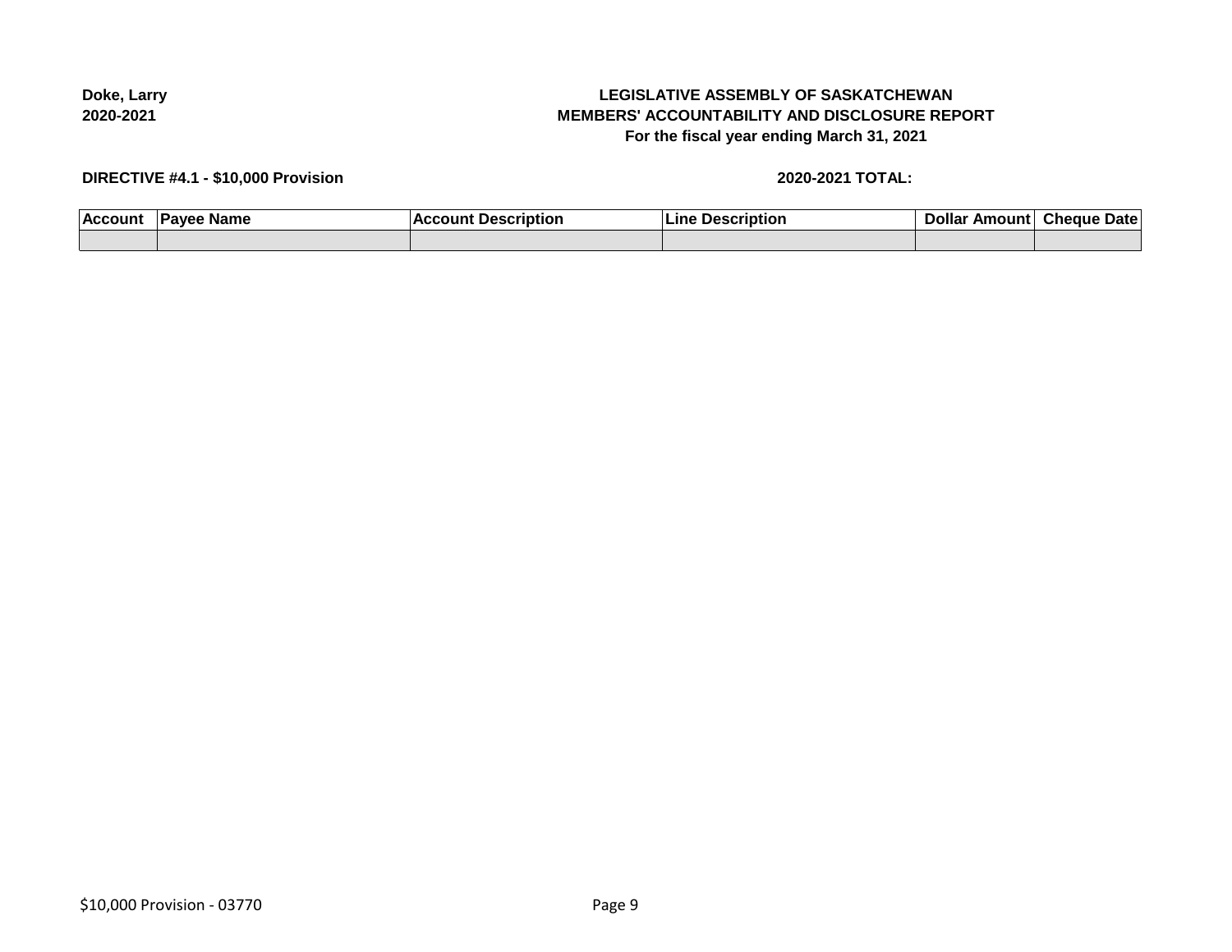**Doke, Larry**
**2020-2021**

**LEGISLATIVE ASSEMBLY OF SASKATCHEWAN**
**MEMBERS' ACCOUNTABILITY AND DISCLOSURE REPORT**
**For the fiscal year ending March 31, 2021**

**DIRECTIVE #4.1 - $10,000 Provision**

**2020-2021 TOTAL:**

| Account | Payee Name | Account Description | Line Description | Dollar Amount | Cheque Date |
|---|---|---|---|---|---|
| | | | | | |

$10,000 Provision - 03770